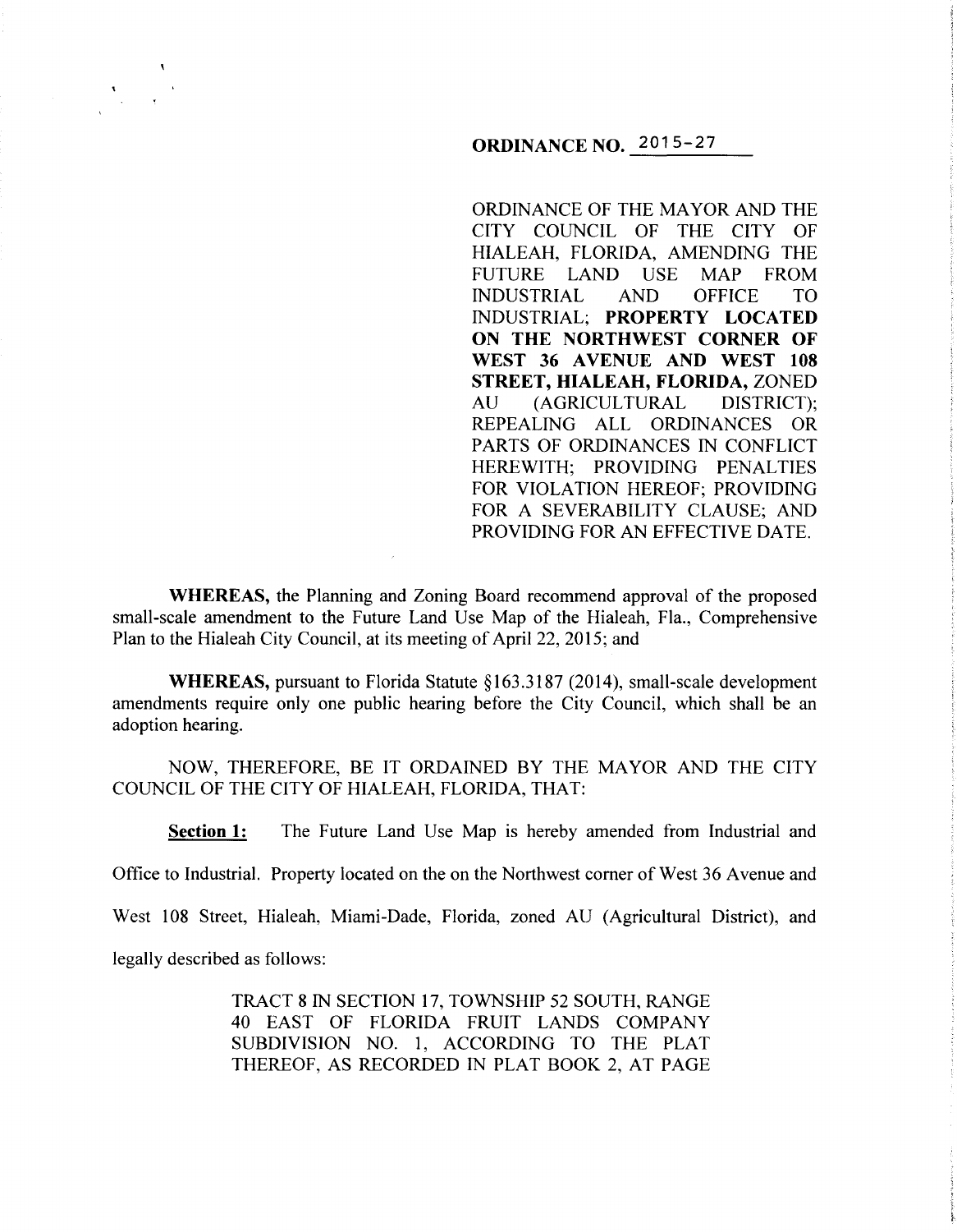**ORDINANCE NO. 2015-27**

ORDINANCE OF THE MAYOR AND THE CITY COUNCIL OF THE CITY OF HIALEAH, FLORIDA, AMENDING THE FUTURE LAND USE MAP FROM INDUSTRIAL AND OFFICE TO INDUSTRIAL; **PROPERTY LOCATED ON THE NORTHWEST CORNER OF WEST 36 AVENUE AND WEST 108 STREET, HIALEAH, FLORIDA,** ZONED AU (AGRICULTURAL DISTRICT); REPEALING ALL ORDINANCES OR PARTS OF ORDINANCES IN CONFLICT HEREWITH; PROVIDING PENALTIES FOR VIOLATION HEREOF; PROVIDING FOR A SEVERABILITY CLAUSE; AND PROVIDING FOR AN EFFECTIVE DATE.

**WHEREAS,** the Planning and Zoning Board recommend approval of the proposed small-scale amendment to the Future Land Use Map of the Hialeah, Fla., Comprehensive Plan to the Hialeah City Council, at its meeting of April 22, 2015; and

**WHEREAS,** pursuant to Florida Statute §163.3187 (2014), small-scale development amendments require only one public hearing before the City Council, which shall be an adoption hearing.

NOW, THEREFORE, BE IT ORDAINED BY THE MAYOR AND THE CITY COUNCIL OF THE CITY OF HIALEAH, FLORIDA, THAT:

**Section 1:** The Future Land Use Map is hereby amended from Industrial and Office to Industrial. Property located on the on the Northwest corner of West 36 Avenue and West 108 Street, Hialeah, Miami-Dade, Florida, zoned AU (Agricultural District), and legally described as follows:

TRACT 8 IN SECTION 17, TOWNSHIP 52 SOUTH, RANGE 40 EAST OF FLORIDA FRUIT LANDS COMPANY SUBDIVISION NO. 1, ACCORDING TO THE PLAT THEREOF, AS RECORDED IN PLAT BOOK 2, AT PAGE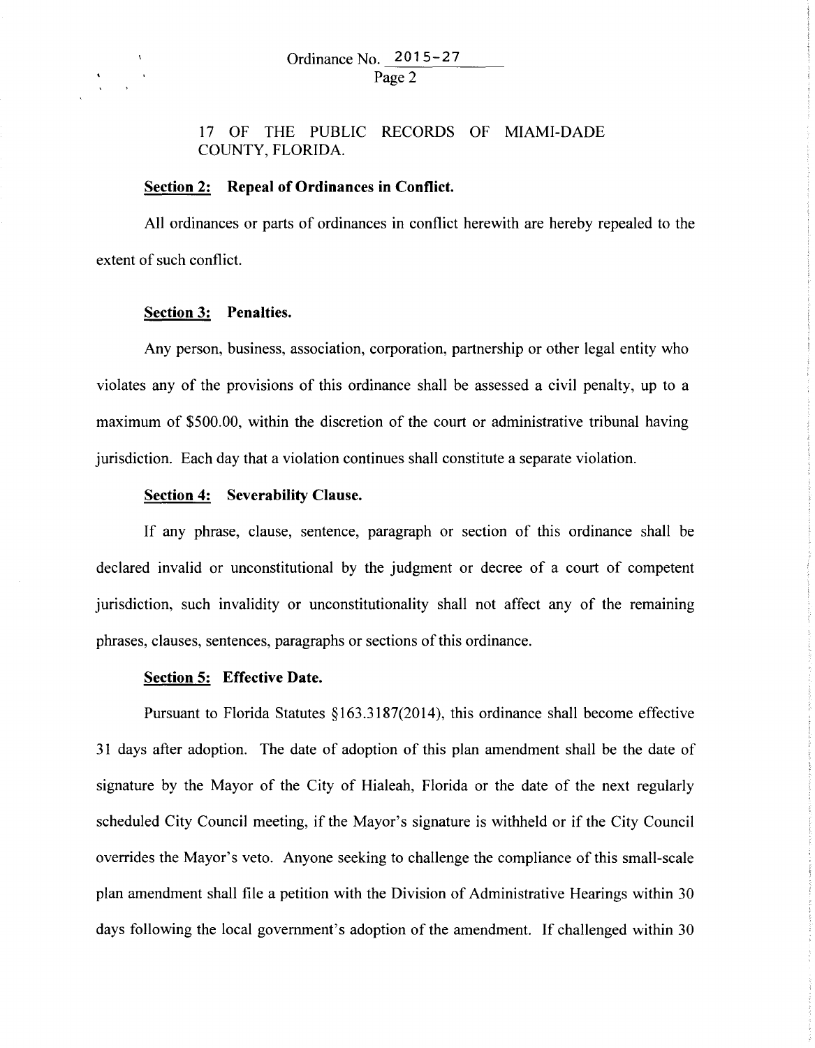17 OF THE PUBLIC RECORDS OF MIAMI-DADE COUNTY, FLORIDA.

**Section 2: Repeal of Ordinances in Conflict.**

All ordinances or parts of ordinances in conflict herewith are hereby repealed to the extent of such conflict.

**Section 3: Penalties.**

Any person, business, association, corporation, partnership or other legal entity who violates any of the provisions of this ordinance shall be assessed a civil penalty, up to a maximum of $500.00, within the discretion of the court or administrative tribunal having jurisdiction. Each day that a violation continues shall constitute a separate violation.

**Section 4: Severability Clause.**

If any phrase, clause, sentence, paragraph or section of this ordinance shall be declared invalid or unconstitutional by the judgment or decree of a court of competent jurisdiction, such invalidity or unconstitutionality shall not affect any of the remaining phrases, clauses, sentences, paragraphs or sections of this ordinance.

**Section 5: Effective Date.**

Pursuant to Florida Statutes §163.3187(2014), this ordinance shall become effective 31 days after adoption. The date of adoption of this plan amendment shall be the date of signature by the Mayor of the City of Hialeah, Florida or the date of the next regularly scheduled City Council meeting, if the Mayor's signature is withheld or if the City Council overrides the Mayor's veto. Anyone seeking to challenge the compliance of this small-scale plan amendment shall file a petition with the Division of Administrative Hearings within 30 days following the local government's adoption of the amendment. If challenged within 30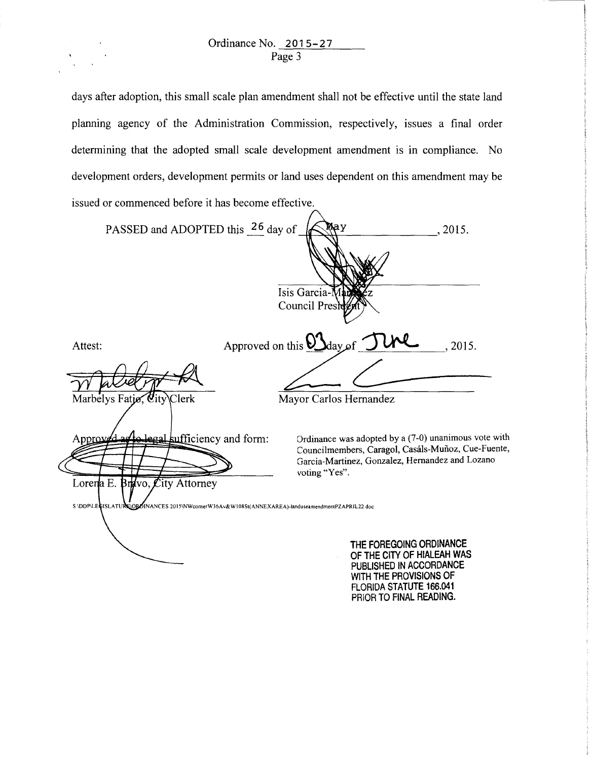days after adoption, this small scale plan amendment shall not be effective until the state land planning agency of the Administration Commission, respectively, issues a final order determining that the adopted small scale development amendment is in compliance. No development orders, development permits or land uses dependent on this amendment may be issued or commenced before it has become effective.

PASSED and ADOPTED this 26 day of May, 2015.

Isis Garcia-Martinez
Council President

Attest:

Approved on this 03 day of June, 2015.

Marbelys Fatjo, City Clerk

Mayor Carlos Hernandez

Approved as to legal sufficiency and form:

Lorena E. Bravo, City Attorney

Ordinance was adopted by a (7-0) unanimous vote with Councilmembers, Caragol, Casáls-Muñoz, Cue-Fuente, Garcia-Martinez, Gonzalez, Hernandez and Lozano voting "Yes".

S:\DDP\LEGISLATURE\ORDINANCES 2015\NWcornerW36Av&W108St(ANNEXAREA)-landuseamendmentPZAPRIL22.doc

THE FOREGOING ORDINANCE OF THE CITY OF HIALEAH WAS PUBLISHED IN ACCORDANCE WITH THE PROVISIONS OF FLORIDA STATUTE 166.041 PRIOR TO FINAL READING.